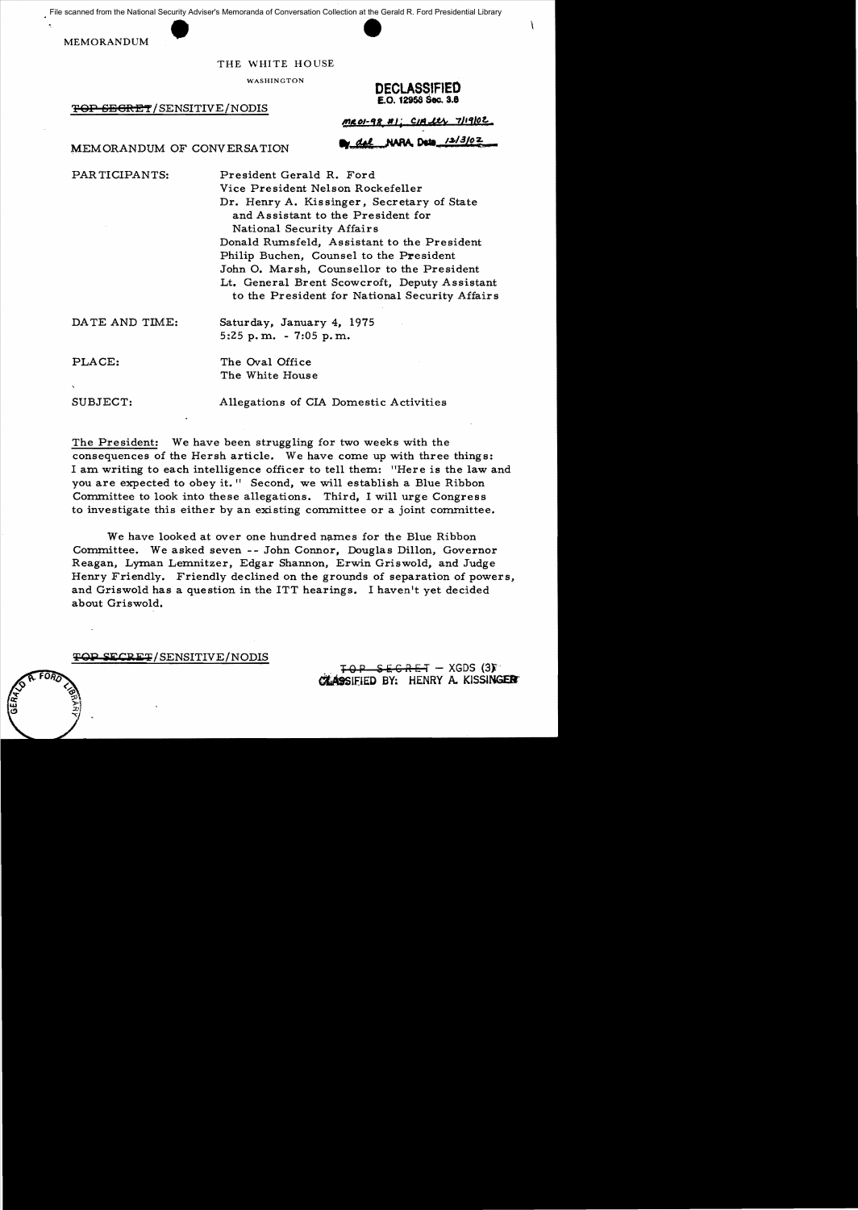File scanned from the National Security Adviser's Memoranda of Conversation Collection at the Gerald R. Ford Presidential Library

MEMORANDUM

THE WHITE HOUSE

WASHINGTON

**DECLASSIFIED**
**E.O. 12958 Sec. 3.6**

~~TOP SECRET~~/SENSITIVE/NODIS

MR 01-98 #1; CIA ltr 7/19/02

By dal NARA, Date 12/3/02

MEMORANDUM OF CONVERSATION

PARTICIPANTS: President Gerald R. Ford
Vice President Nelson Rockefeller
Dr. Henry A. Kissinger, Secretary of State and Assistant to the President for National Security Affairs
Donald Rumsfeld, Assistant to the President
Philip Buchen, Counsel to the President
John O. Marsh, Counsellor to the President
Lt. General Brent Scowcroft, Deputy Assistant to the President for National Security Affairs

DATE AND TIME: Saturday, January 4, 1975
5:25 p.m. - 7:05 p.m.

PLACE: The Oval Office
The White House

SUBJECT: Allegations of CIA Domestic Activities

The President: We have been struggling for two weeks with the consequences of the Hersh article. We have come up with three things: I am writing to each intelligence officer to tell them: "Here is the law and you are expected to obey it." Second, we will establish a Blue Ribbon Committee to look into these allegations. Third, I will urge Congress to investigate this either by an existing committee or a joint committee.

We have looked at over one hundred names for the Blue Ribbon Committee. We asked seven -- John Connor, Douglas Dillon, Governor Reagan, Lyman Lemnitzer, Edgar Shannon, Erwin Griswold, and Judge Henry Friendly. Friendly declined on the grounds of separation of powers, and Griswold has a question in the ITT hearings. I haven't yet decided about Griswold.

~~TOP SECRET~~/SENSITIVE/NODIS

~~TOP SECRET~~ – XGDS (3)
CLASSIFIED BY: HENRY A. KISSINGER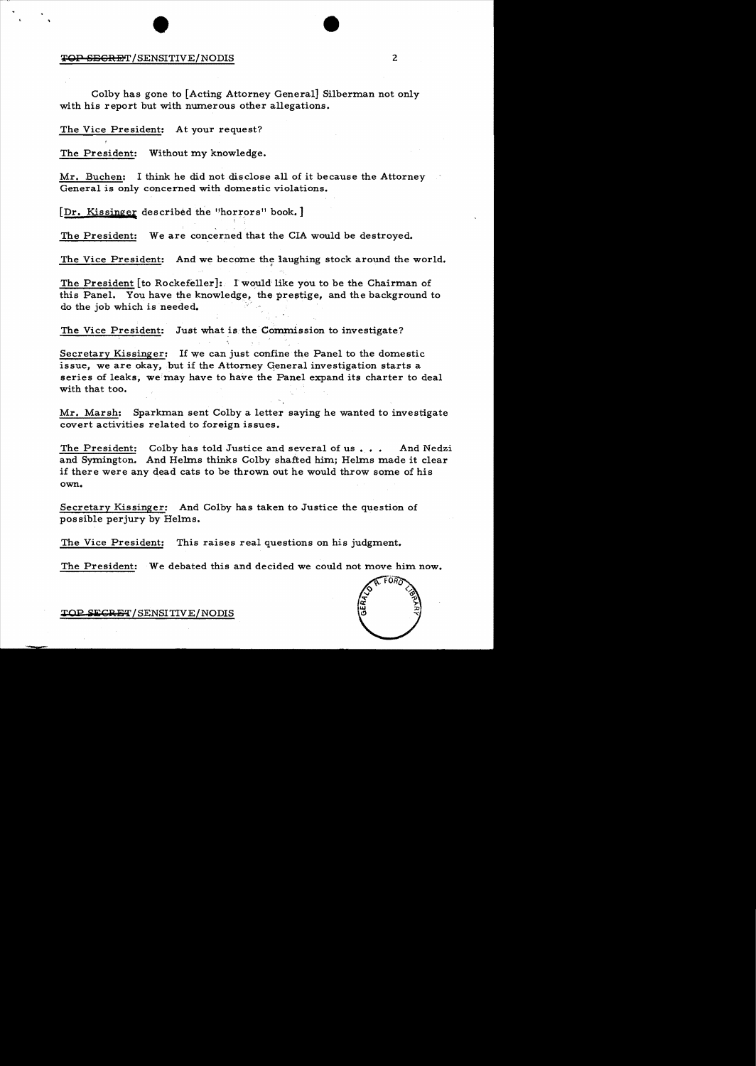Colby has gone to [Acting Attorney General] Silberman not only with his report but with numerous other allegations.

The Vice President: At your request?

The President: Without my knowledge.

Mr. Buchen: I think he did not disclose all of it because the Attorney General is only concerned with domestic violations.

[Dr. Kissinger described the "horrors" book.]

The President: We are concerned that the CIA would be destroyed.

The Vice President: And we become the laughing stock around the world.

The President [to Rockefeller]: I would like you to be the Chairman of this Panel. You have the knowledge, the prestige, and the background to do the job which is needed.

The Vice President: Just what is the Commission to investigate?

Secretary Kissinger: If we can just confine the Panel to the domestic issue, we are okay, but if the Attorney General investigation starts a series of leaks, we may have to have the Panel expand its charter to deal with that too.

Mr. Marsh: Sparkman sent Colby a letter saying he wanted to investigate covert activities related to foreign issues.

The President: Colby has told Justice and several of us . . . And Nedzi and Symington. And Helms thinks Colby shafted him; Helms made it clear if there were any dead cats to be thrown out he would throw some of his own.

Secretary Kissinger: And Colby has taken to Justice the question of possible perjury by Helms.

The Vice President: This raises real questions on his judgment.

The President: We debated this and decided we could not move him now.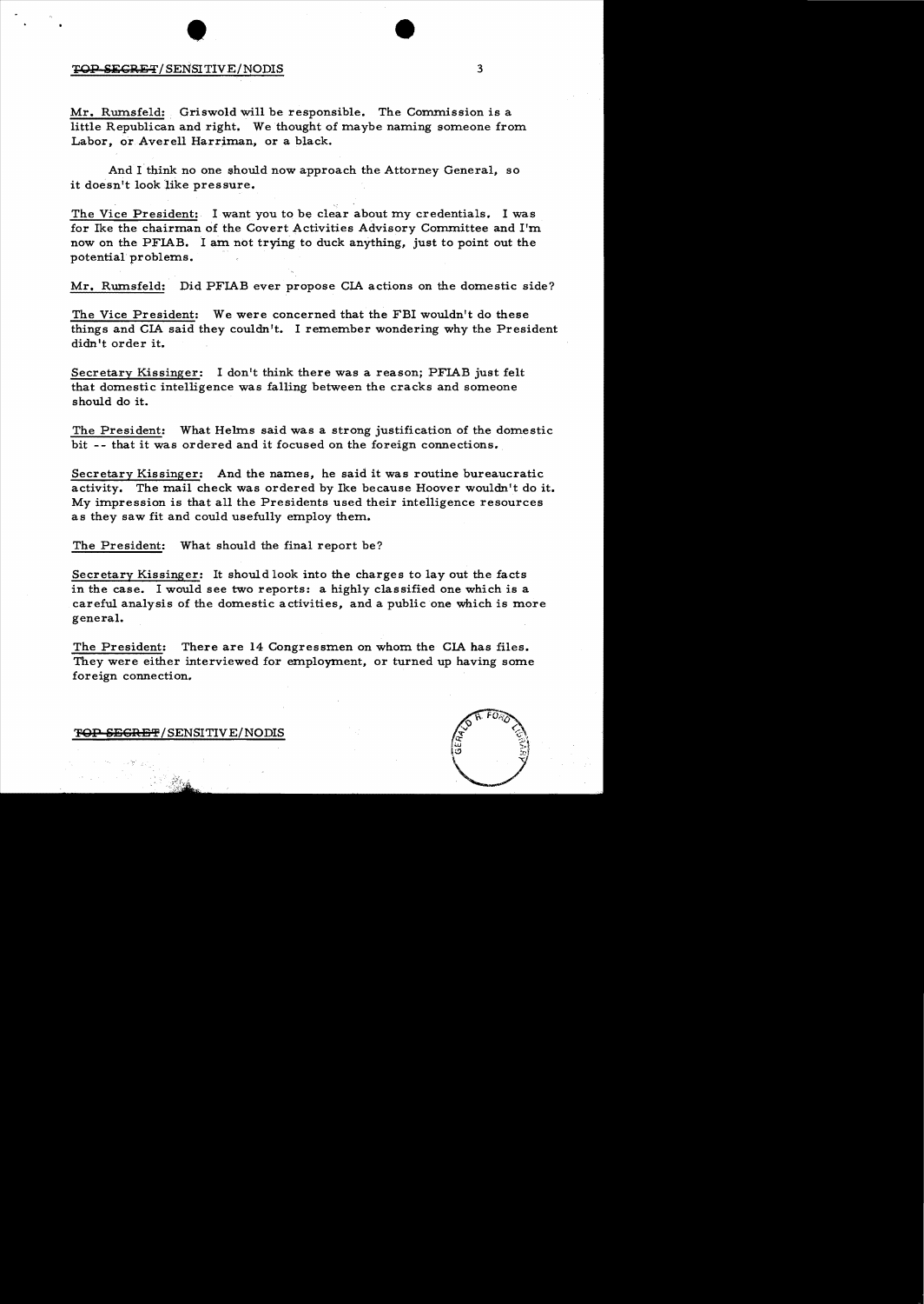Mr. Rumsfeld: Griswold will be responsible. The Commission is a little Republican and right. We thought of maybe naming someone from Labor, or Averell Harriman, or a black.

And I think no one should now approach the Attorney General, so it doesn't look like pressure.

The Vice President: I want you to be clear about my credentials. I was for Ike the chairman of the Covert Activities Advisory Committee and I'm now on the PFIAB. I am not trying to duck anything, just to point out the potential problems.

Mr. Rumsfeld: Did PFIAB ever propose CIA actions on the domestic side?

The Vice President: We were concerned that the FBI wouldn't do these things and CIA said they couldn't. I remember wondering why the President didn't order it.

Secretary Kissinger: I don't think there was a reason; PFIAB just felt that domestic intelligence was falling between the cracks and someone should do it.

The President: What Helms said was a strong justification of the domestic bit -- that it was ordered and it focused on the foreign connections.

Secretary Kissinger: And the names, he said it was routine bureaucratic activity. The mail check was ordered by Ike because Hoover wouldn't do it. My impression is that all the Presidents used their intelligence resources as they saw fit and could usefully employ them.

The President: What should the final report be?

Secretary Kissinger: It should look into the charges to lay out the facts in the case. I would see two reports: a highly classified one which is a careful analysis of the domestic activities, and a public one which is more general.

The President: There are 14 Congressmen on whom the CIA has files. They were either interviewed for employment, or turned up having some foreign connection.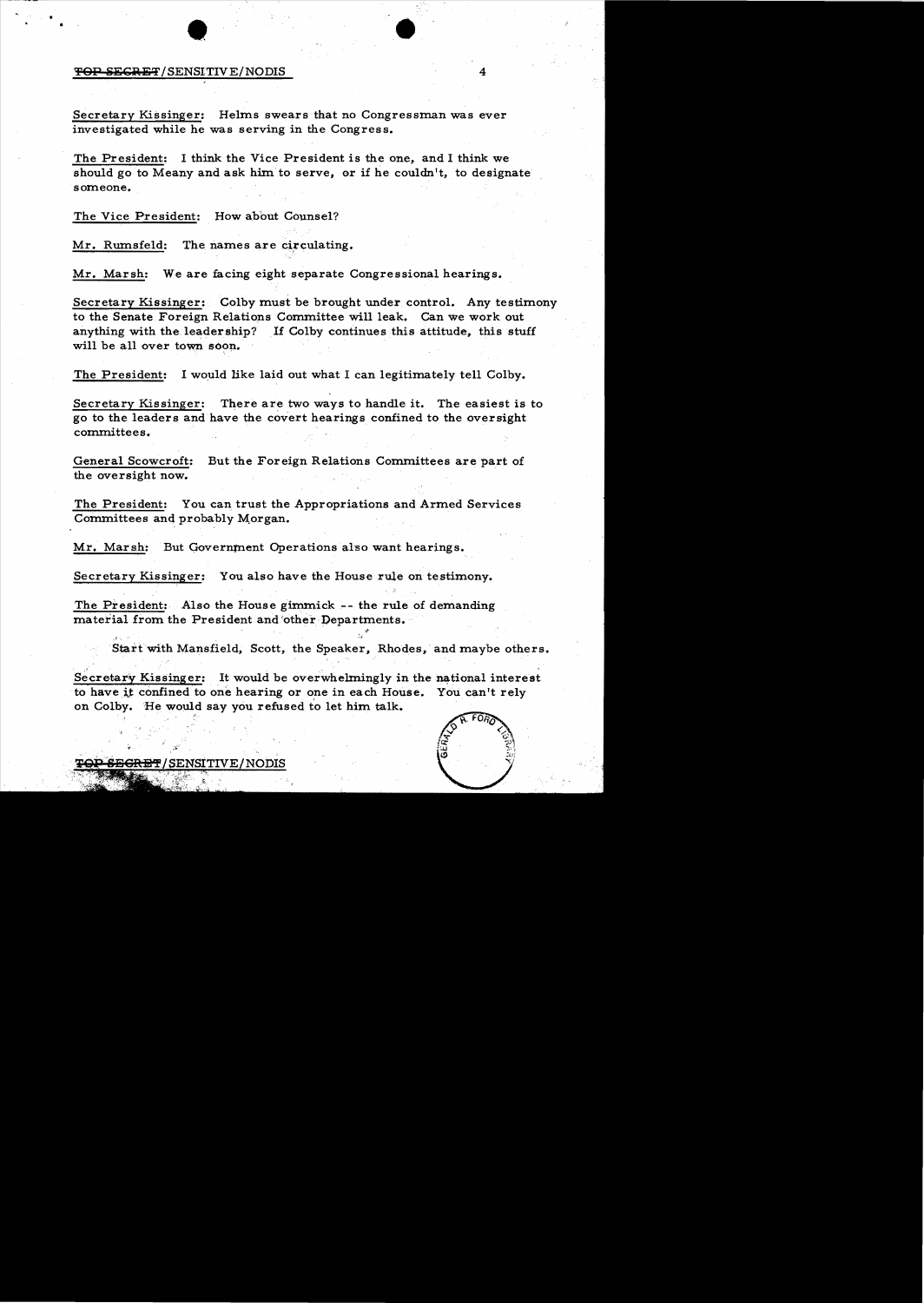Secretary Kissinger: Helms swears that no Congressman was ever investigated while he was serving in the Congress.

The President: I think the Vice President is the one, and I think we should go to Meany and ask him to serve, or if he couldn't, to designate someone.

The Vice President: How about Counsel?

Mr. Rumsfeld: The names are circulating.

Mr. Marsh: We are facing eight separate Congressional hearings.

Secretary Kissinger: Colby must be brought under control. Any testimony to the Senate Foreign Relations Committee will leak. Can we work out anything with the leadership? If Colby continues this attitude, this stuff will be all over town soon.

The President: I would like laid out what I can legitimately tell Colby.

Secretary Kissinger: There are two ways to handle it. The easiest is to go to the leaders and have the covert hearings confined to the oversight committees.

General Scowcroft: But the Foreign Relations Committees are part of the oversight now.

The President: You can trust the Appropriations and Armed Services Committees and probably Morgan.

Mr. Marsh: But Government Operations also want hearings.

Secretary Kissinger: You also have the House rule on testimony.

The President: Also the House gimmick -- the rule of demanding material from the President and other Departments.

Start with Mansfield, Scott, the Speaker, Rhodes, and maybe others.

Secretary Kissinger: It would be overwhelmingly in the national interest to have it confined to one hearing or one in each House. You can't rely on Colby. He would say you refused to let him talk.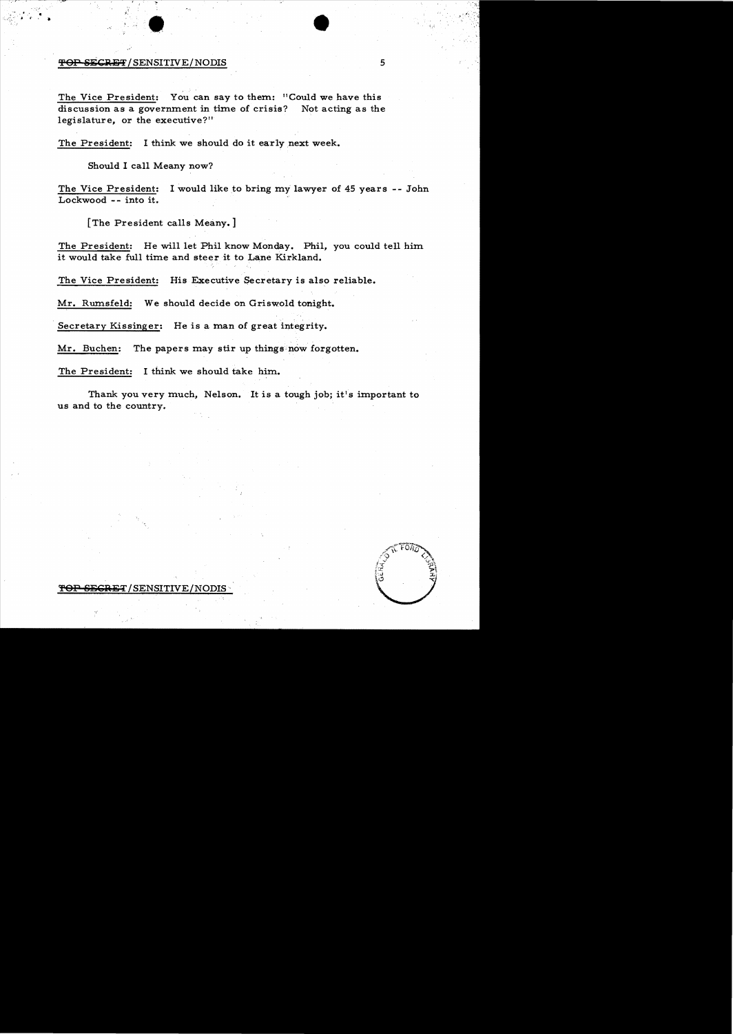The Vice President: You can say to them: "Could we have this discussion as a government in time of crisis? Not acting as the legislature, or the executive?"

The President: I think we should do it early next week.

Should I call Meany now?

The Vice President: I would like to bring my lawyer of 45 years -- John Lockwood -- into it.

[The President calls Meany.]

The President: He will let Phil know Monday. Phil, you could tell him it would take full time and steer it to Lane Kirkland.

The Vice President: His Executive Secretary is also reliable.

Mr. Rumsfeld: We should decide on Griswold tonight.

Secretary Kissinger: He is a man of great integrity.

Mr. Buchen: The papers may stir up things now forgotten.

The President: I think we should take him.

Thank you very much, Nelson. It is a tough job; it's important to us and to the country.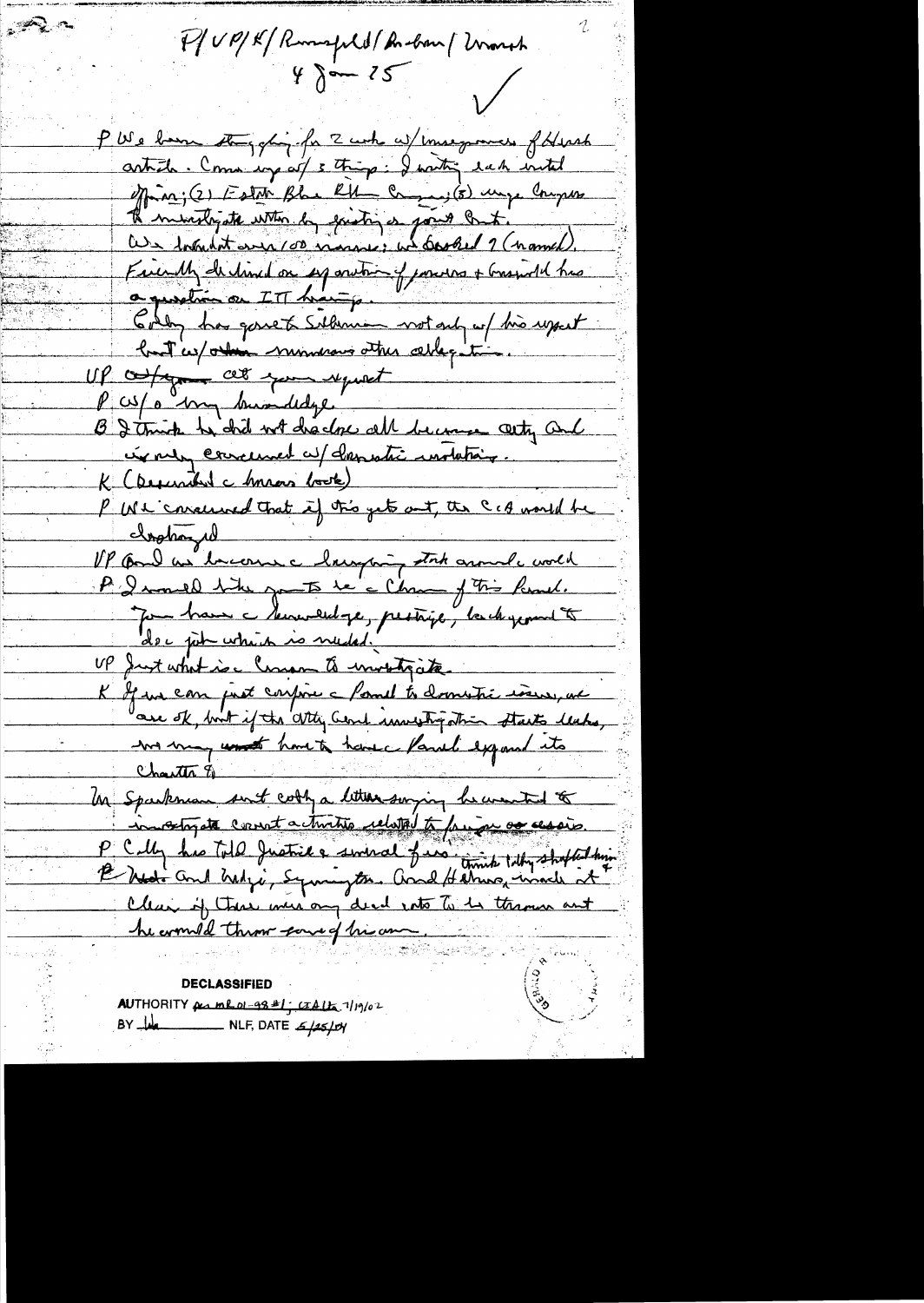P/VP/K/Rumsfeld/Buchen/Marsh
4 Jan 75

P We have struggling for 2 weeks w/ massive Hersh article. Come up w/ 3 things: 1 writing each intel officer; (2) Exec Blue Rib Commis; (3) urge Congress to investigate rather by joint or joint Cmte.

We looked over 100 names; we looked 7 (named). Friendly declined on separation of powers & Griswold has a question on ITT hearings.

Colby has gone to Silberman not only w/ his report but w/ other numerous other allegations.

VP cut of your report

P w/o my knowledge.

B I think he did not disclose all because Atty Gen'l is only concerned w/ domestic violations.

K (Described c horrors book)

P We concerned that if this gets out, the CIA would be destroyed.

VP And we become c laughing stock around c world.

P I would like you to be c Chmn of this Panel. You have c knowledge, prestige, background to do c job which is needed.

VP Just what is c mission to investigate.

K If we can just confine c Panel to domestic issues, we are ok, but if the Atty Genl investigation starts leaks, we may have to have c Panel expand its charter.

Mr Sparkman sent Colby a letter saying he wanted to investigate covert activities related to foreign assassins.

P Colby has told Justice & several for[?]. Think Colby shafted him. Helms and Hedge, Symington, and Helms, made it clear if there were any dead rats to be thrown out he would throw some of his own.

**DECLASSIFIED**
AUTHORITY per NLF 01-98 #1; CIA Ltr 7/19/02
BY [illegible] NLF, DATE 5/25/04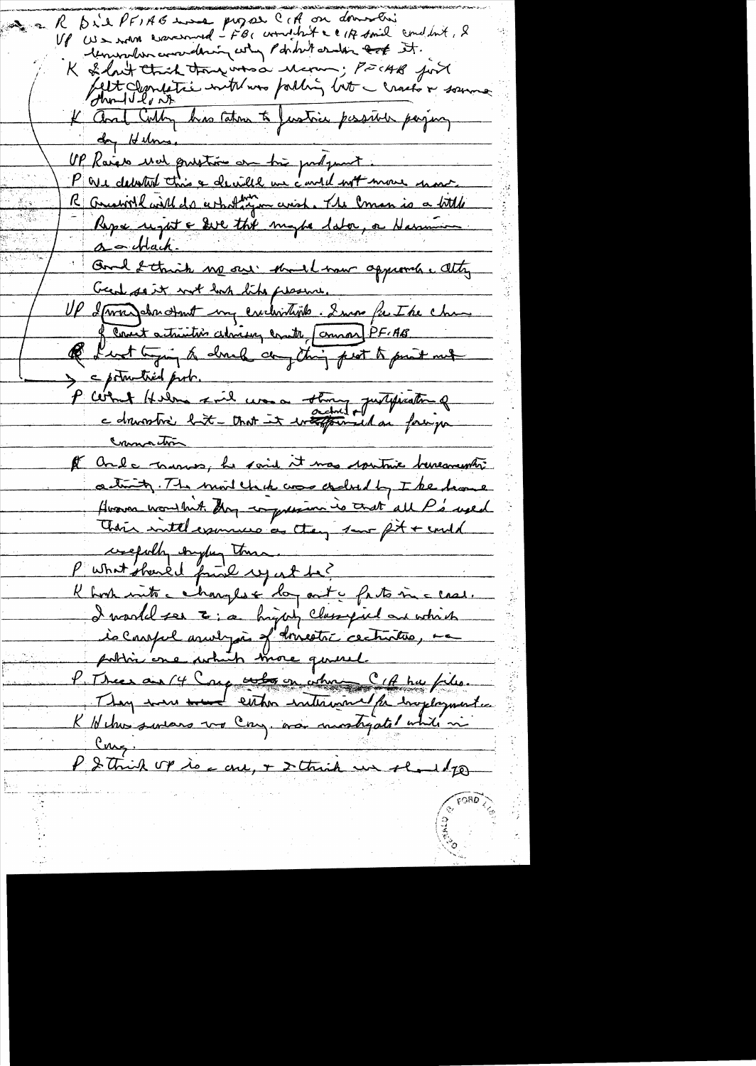R Did PFIAB ever pursue CIA on domestic?

VP We were concerned - FBI wouldn't & CIA said couldn't, & levels were wondering why P didn't order it.

K I don't think there was a memo; PFIAB just felt domestic intel was falling between cracks & someone should do it.

K And Colby has taken to Justice possible perjury by Helms.

VP Raises real question on his judgment.

P We debated this & decided we could not move now.

R Anything will do what you wish. The Cmsn is a little Rupe right & see that maybe later, or Harmon as a black.

And I think we say should now approach Atty Genl so it not look like pressure.

VP I wanted to draw out my end of this. I now feel I be chm of Cmsn activities advisory cmte [cmsn] PF-AB.

R I'm not trying to duck anything just to point out a potential pit.

P What Helms said was a strong justification of domestic but - that it was aimed at foreign connection

K And a narrow, he said it was routine bureaucratic activity. The mail check was ordered by Ike because Hoover wouldn't. My impression is that all P's used their intel resources as they saw fit & could usefully employ them.

P What should final report be?

K Look into charges & lay out the facts in the case. I would see 2: a highly classified one which is careful analysis of domestic activities, & a public one which more general.

P There are 14 Cong who on whom CIA has files. They were either interviewed for employment K Helms says no Cong. was investigated while in Cong.

P I think VP is a one, & I think we should go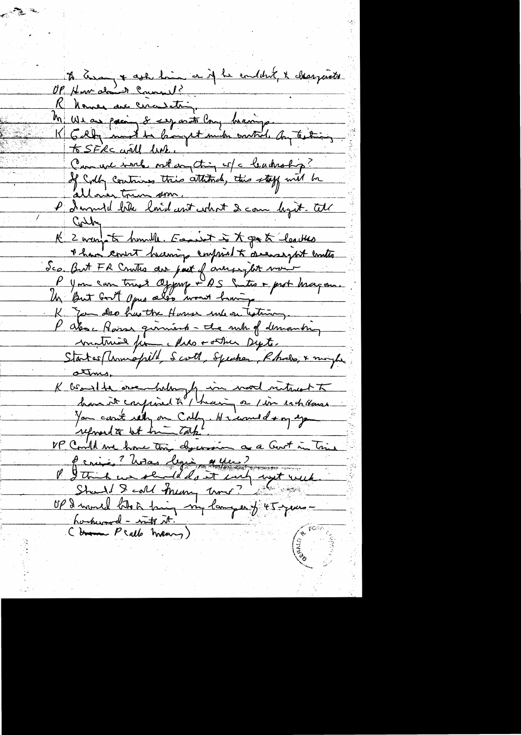to Turn & ask him as if he couldn't, & designate

VP How about Counsel?

R Names are circulating.

M We are passing 8 separate Cong hearings.

K Colby must be brought under control. Any testimony to SFRC will leak.

Can we work out anything w/c leadership?

If Colby continues this attitude, this stuff will be all over town soon.

P I would like laid out what I can legit. tell Colby

K I want to handle. Easiest is to get to leaders & have covert hearings confined to oversight cmtes.

Sco. But FR Cmtes are part of oversight now

P You can trust Sparkman & AS Cmtes & prob. Morgan.

M But Govt Opns also want hearings.

K You also have the House rule on testimony.

P Also Rossi? ... quorum - the rule of demanding material from Pres & other Depts.

Status/Mansfield, Scott, Speaker, Rhodes, & maybe others.

K Would be overwhelmingly in nat'l interest to have it confined to 1 hearing or 1 in each House. You can't rely on Colby. He would & any you referred to let him talk.

VP Could we have this discussion as a Govt in Time of crisis? What legis. & you?

P I think we should do it early next week. Should I call Meany [?] now?

VP I would like to bring my lawyer of 45-years-background - into it.

(Buzz? Phil Buchen?)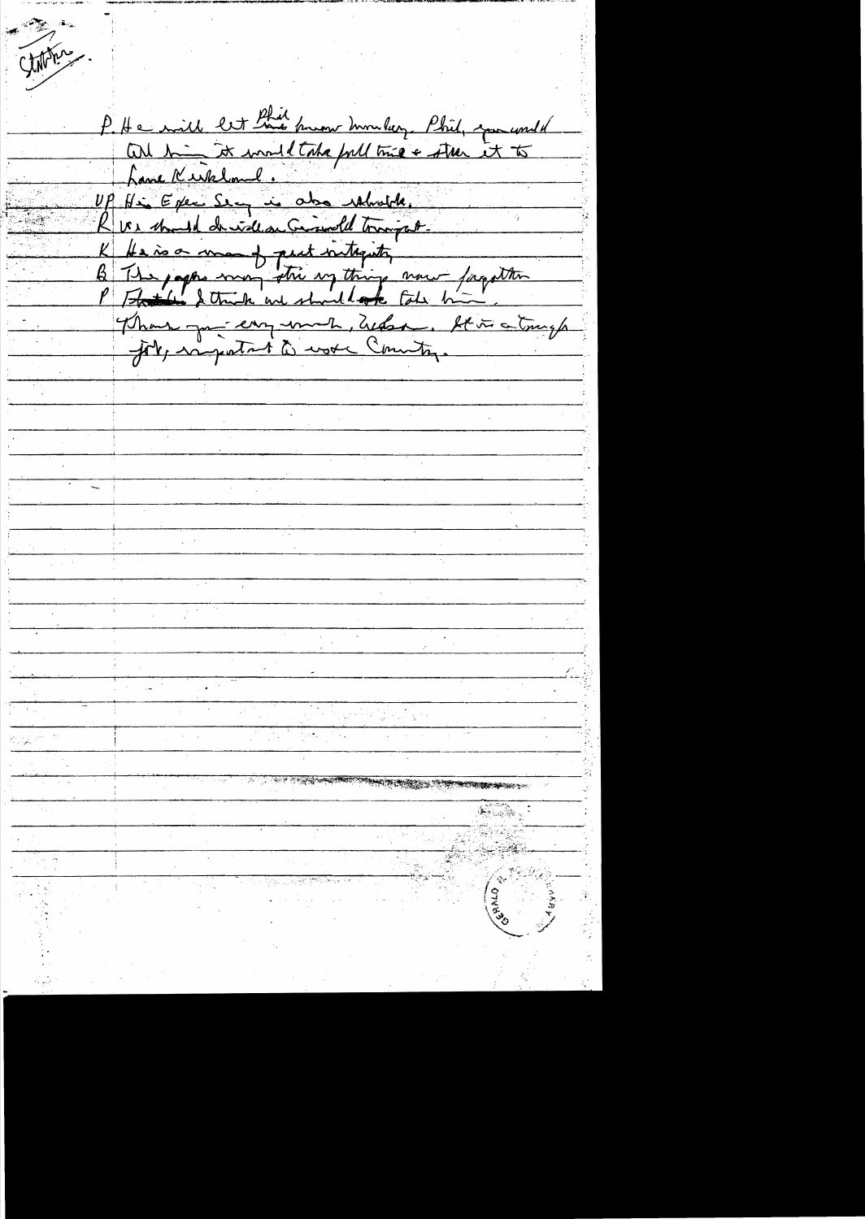Stratton.

P He will let Phil know Monday. Phil, you could tell him it would take full time & steer it to Lane Kirkland.

VP His Exec Secy is also valuable.

R We should do well on Griswold transport.

K He is a man of great integrity.

B The papers may stir up things now forgotten.

P I think we should take him.

Thank you very much, Wilson. It is a tough job, important to our Country.